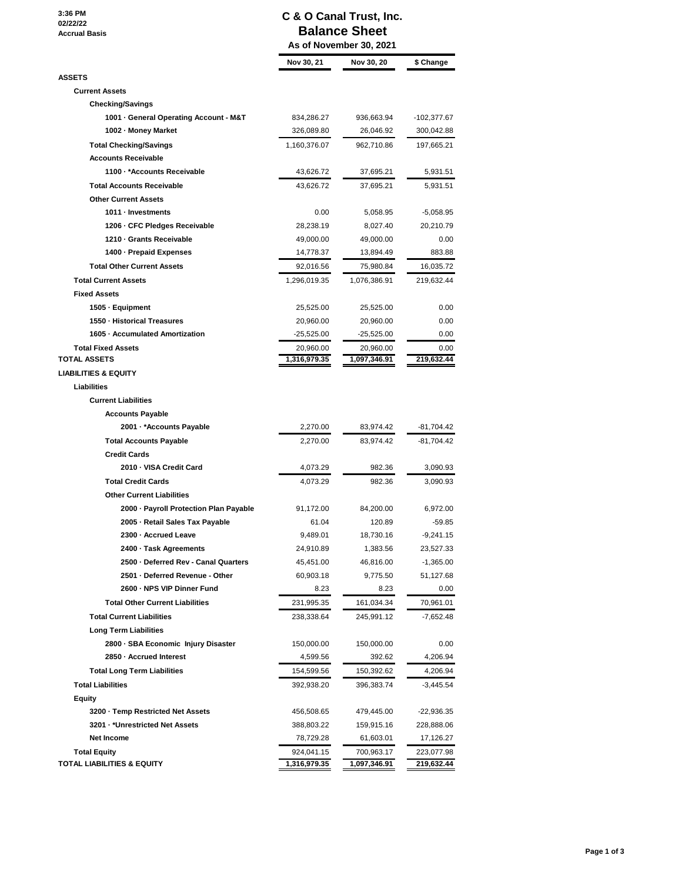3:36 PM
02/22/22
Accrual Basis

# C & O Canal Trust, Inc.
## Balance Sheet
### As of November 30, 2021

| | Nov 30, 21 | Nov 30, 20 | $ Change |
|---|---|---|---|
| **ASSETS** | | | |
| **Current Assets** | | | |
| **Checking/Savings** | | | |
| 1001 · General Operating Account - M&T | 834,286.27 | 936,663.94 | -102,377.67 |
| 1002 · Money Market | 326,089.80 | 26,046.92 | 300,042.88 |
| **Total Checking/Savings** | 1,160,376.07 | 962,710.86 | 197,665.21 |
| **Accounts Receivable** | | | |
| 1100 · *Accounts Receivable | 43,626.72 | 37,695.21 | 5,931.51 |
| **Total Accounts Receivable** | 43,626.72 | 37,695.21 | 5,931.51 |
| **Other Current Assets** | | | |
| 1011 · Investments | 0.00 | 5,058.95 | -5,058.95 |
| 1206 · CFC Pledges Receivable | 28,238.19 | 8,027.40 | 20,210.79 |
| 1210 · Grants Receivable | 49,000.00 | 49,000.00 | 0.00 |
| 1400 · Prepaid Expenses | 14,778.37 | 13,894.49 | 883.88 |
| **Total Other Current Assets** | 92,016.56 | 75,980.84 | 16,035.72 |
| **Total Current Assets** | 1,296,019.35 | 1,076,386.91 | 219,632.44 |
| **Fixed Assets** | | | |
| 1505 · Equipment | 25,525.00 | 25,525.00 | 0.00 |
| 1550 · Historical Treasures | 20,960.00 | 20,960.00 | 0.00 |
| 1605 · Accumulated Amortization | -25,525.00 | -25,525.00 | 0.00 |
| **Total Fixed Assets** | 20,960.00 | 20,960.00 | 0.00 |
| **TOTAL ASSETS** | 1,316,979.35 | 1,097,346.91 | 219,632.44 |
| **LIABILITIES & EQUITY** | | | |
| **Liabilities** | | | |
| **Current Liabilities** | | | |
| **Accounts Payable** | | | |
| 2001 · *Accounts Payable | 2,270.00 | 83,974.42 | -81,704.42 |
| **Total Accounts Payable** | 2,270.00 | 83,974.42 | -81,704.42 |
| **Credit Cards** | | | |
| 2010 · VISA Credit Card | 4,073.29 | 982.36 | 3,090.93 |
| **Total Credit Cards** | 4,073.29 | 982.36 | 3,090.93 |
| **Other Current Liabilities** | | | |
| 2000 · Payroll Protection Plan Payable | 91,172.00 | 84,200.00 | 6,972.00 |
| 2005 · Retail Sales Tax Payable | 61.04 | 120.89 | -59.85 |
| 2300 · Accrued Leave | 9,489.01 | 18,730.16 | -9,241.15 |
| 2400 · Task Agreements | 24,910.89 | 1,383.56 | 23,527.33 |
| 2500 · Deferred Rev - Canal Quarters | 45,451.00 | 46,816.00 | -1,365.00 |
| 2501 · Deferred Revenue - Other | 60,903.18 | 9,775.50 | 51,127.68 |
| 2600 · NPS VIP Dinner Fund | 8.23 | 8.23 | 0.00 |
| **Total Other Current Liabilities** | 231,995.35 | 161,034.34 | 70,961.01 |
| **Total Current Liabilities** | 238,338.64 | 245,991.12 | -7,652.48 |
| **Long Term Liabilities** | | | |
| 2800 · SBA Economic Injury Disaster | 150,000.00 | 150,000.00 | 0.00 |
| 2850 · Accrued Interest | 4,599.56 | 392.62 | 4,206.94 |
| **Total Long Term Liabilities** | 154,599.56 | 150,392.62 | 4,206.94 |
| **Total Liabilities** | 392,938.20 | 396,383.74 | -3,445.54 |
| **Equity** | | | |
| 3200 · Temp Restricted Net Assets | 456,508.65 | 479,445.00 | -22,936.35 |
| 3201 · *Unrestricted Net Assets | 388,803.22 | 159,915.16 | 228,888.06 |
| Net Income | 78,729.28 | 61,603.01 | 17,126.27 |
| **Total Equity** | 924,041.15 | 700,963.17 | 223,077.98 |
| **TOTAL LIABILITIES & EQUITY** | 1,316,979.35 | 1,097,346.91 | 219,632.44 |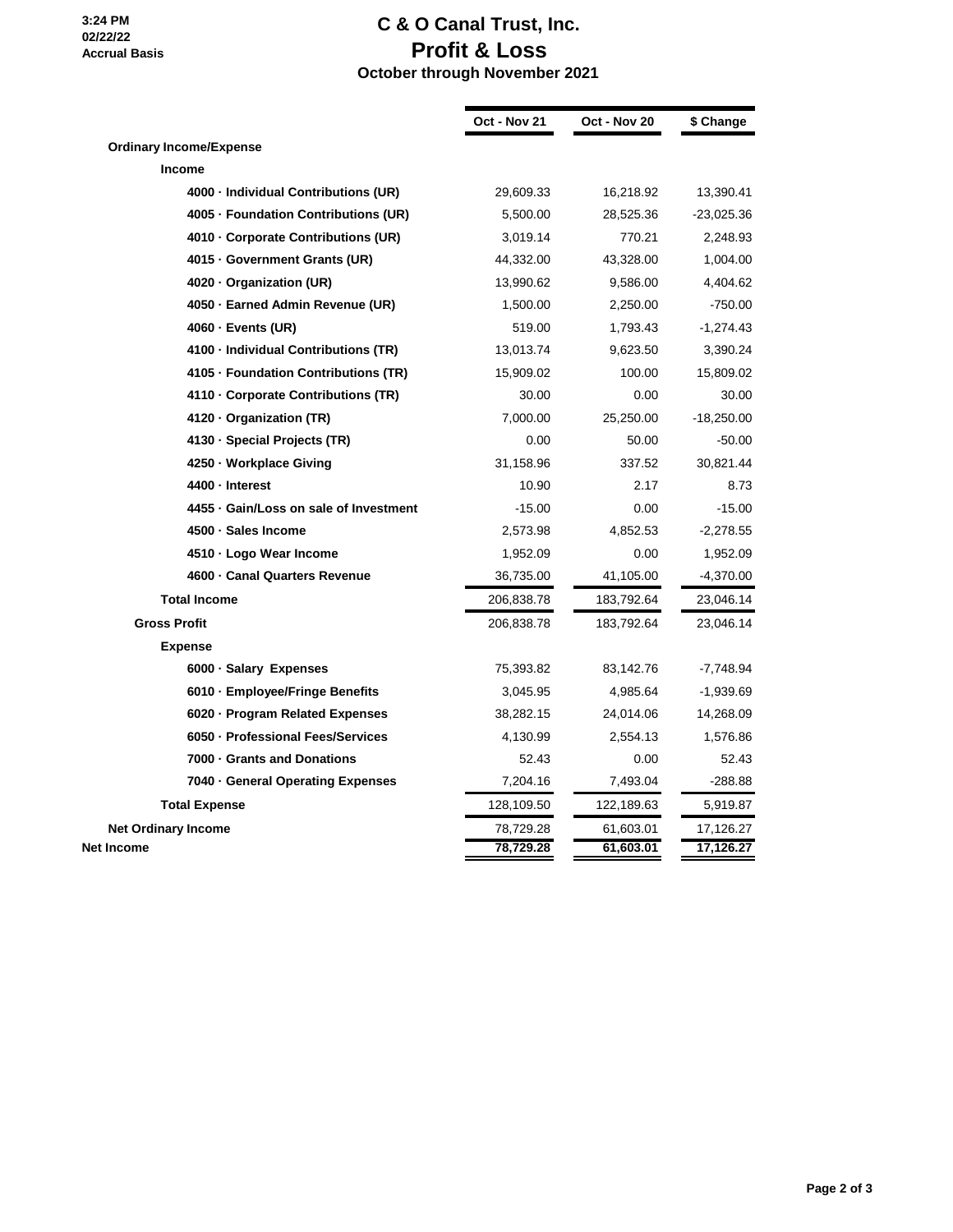3:24 PM
02/22/22
Accrual Basis

# C & O Canal Trust, Inc.
## Profit & Loss
### October through November 2021

| | Oct - Nov 21 | Oct - Nov 20 | $ Change |
|---|---|---|---|
| **Ordinary Income/Expense** | | | |
| **Income** | | | |
| **4000 · Individual Contributions (UR)** | 29,609.33 | 16,218.92 | 13,390.41 |
| **4005 · Foundation Contributions (UR)** | 5,500.00 | 28,525.36 | -23,025.36 |
| **4010 · Corporate Contributions (UR)** | 3,019.14 | 770.21 | 2,248.93 |
| **4015 · Government Grants (UR)** | 44,332.00 | 43,328.00 | 1,004.00 |
| **4020 · Organization (UR)** | 13,990.62 | 9,586.00 | 4,404.62 |
| **4050 · Earned Admin Revenue (UR)** | 1,500.00 | 2,250.00 | -750.00 |
| **4060 · Events (UR)** | 519.00 | 1,793.43 | -1,274.43 |
| **4100 · Individual Contributions (TR)** | 13,013.74 | 9,623.50 | 3,390.24 |
| **4105 · Foundation Contributions (TR)** | 15,909.02 | 100.00 | 15,809.02 |
| **4110 · Corporate Contributions (TR)** | 30.00 | 0.00 | 30.00 |
| **4120 · Organization (TR)** | 7,000.00 | 25,250.00 | -18,250.00 |
| **4130 · Special Projects (TR)** | 0.00 | 50.00 | -50.00 |
| **4250 · Workplace Giving** | 31,158.96 | 337.52 | 30,821.44 |
| **4400 · Interest** | 10.90 | 2.17 | 8.73 |
| **4455 · Gain/Loss on sale of Investment** | -15.00 | 0.00 | -15.00 |
| **4500 · Sales Income** | 2,573.98 | 4,852.53 | -2,278.55 |
| **4510 · Logo Wear Income** | 1,952.09 | 0.00 | 1,952.09 |
| **4600 · Canal Quarters Revenue** | 36,735.00 | 41,105.00 | -4,370.00 |
| **Total Income** | 206,838.78 | 183,792.64 | 23,046.14 |
| **Gross Profit** | 206,838.78 | 183,792.64 | 23,046.14 |
| **Expense** | | | |
| **6000 · Salary Expenses** | 75,393.82 | 83,142.76 | -7,748.94 |
| **6010 · Employee/Fringe Benefits** | 3,045.95 | 4,985.64 | -1,939.69 |
| **6020 · Program Related Expenses** | 38,282.15 | 24,014.06 | 14,268.09 |
| **6050 · Professional Fees/Services** | 4,130.99 | 2,554.13 | 1,576.86 |
| **7000 · Grants and Donations** | 52.43 | 0.00 | 52.43 |
| **7040 · General Operating Expenses** | 7,204.16 | 7,493.04 | -288.88 |
| **Total Expense** | 128,109.50 | 122,189.63 | 5,919.87 |
| **Net Ordinary Income** | 78,729.28 | 61,603.01 | 17,126.27 |
| **Net Income** | **78,729.28** | **61,603.01** | **17,126.27** |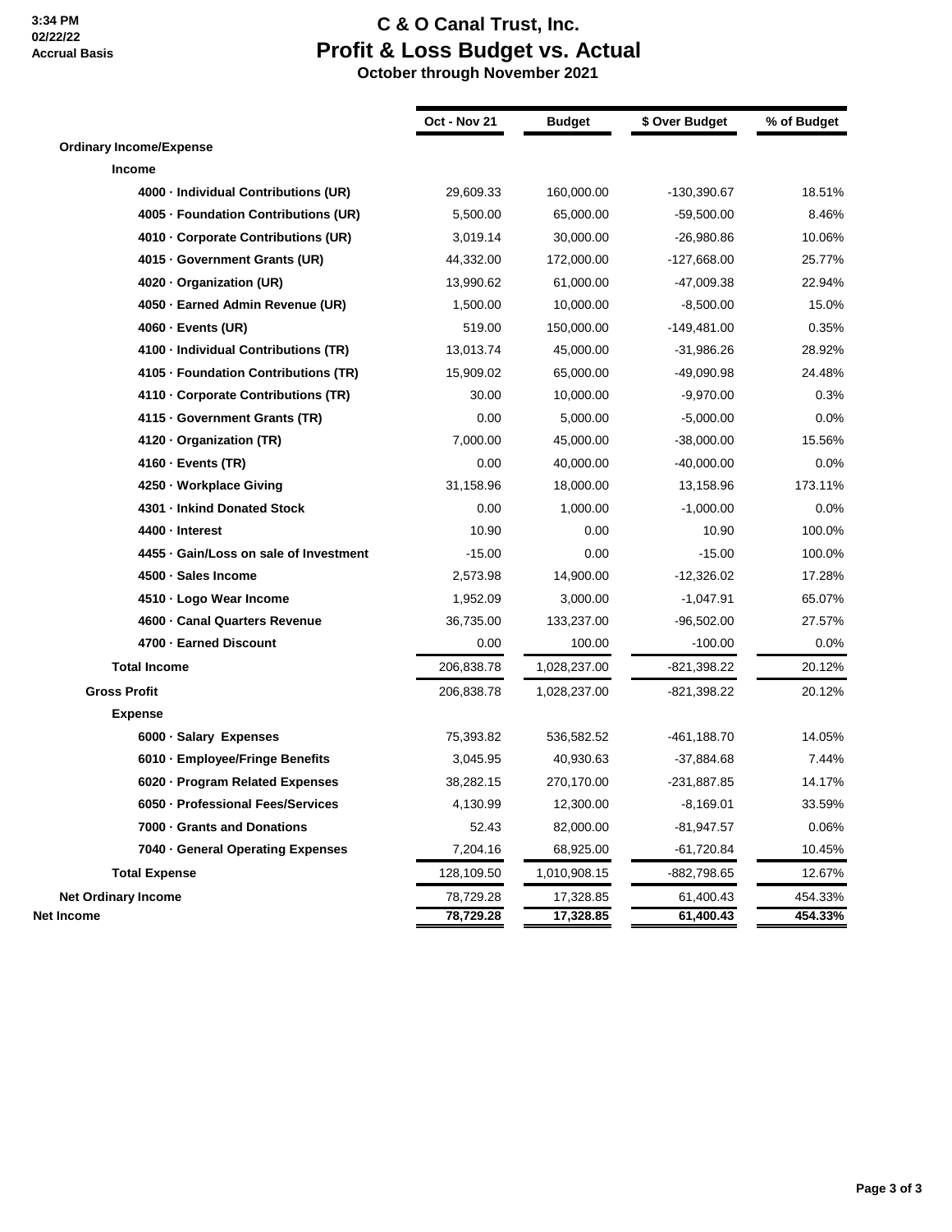3:34 PM
02/22/22
Accrual Basis

# C & O Canal Trust, Inc.
## Profit & Loss Budget vs. Actual
### October through November 2021

| | Oct - Nov 21 | Budget | $ Over Budget | % of Budget |
|---|---|---|---|---|
| **Ordinary Income/Expense** | | | | |
| **Income** | | | | |
| **4000 · Individual Contributions (UR)** | 29,609.33 | 160,000.00 | -130,390.67 | 18.51% |
| **4005 · Foundation Contributions (UR)** | 5,500.00 | 65,000.00 | -59,500.00 | 8.46% |
| **4010 · Corporate Contributions (UR)** | 3,019.14 | 30,000.00 | -26,980.86 | 10.06% |
| **4015 · Government Grants (UR)** | 44,332.00 | 172,000.00 | -127,668.00 | 25.77% |
| **4020 · Organization (UR)** | 13,990.62 | 61,000.00 | -47,009.38 | 22.94% |
| **4050 · Earned Admin Revenue (UR)** | 1,500.00 | 10,000.00 | -8,500.00 | 15.0% |
| **4060 · Events (UR)** | 519.00 | 150,000.00 | -149,481.00 | 0.35% |
| **4100 · Individual Contributions (TR)** | 13,013.74 | 45,000.00 | -31,986.26 | 28.92% |
| **4105 · Foundation Contributions (TR)** | 15,909.02 | 65,000.00 | -49,090.98 | 24.48% |
| **4110 · Corporate Contributions (TR)** | 30.00 | 10,000.00 | -9,970.00 | 0.3% |
| **4115 · Government Grants (TR)** | 0.00 | 5,000.00 | -5,000.00 | 0.0% |
| **4120 · Organization (TR)** | 7,000.00 | 45,000.00 | -38,000.00 | 15.56% |
| **4160 · Events (TR)** | 0.00 | 40,000.00 | -40,000.00 | 0.0% |
| **4250 · Workplace Giving** | 31,158.96 | 18,000.00 | 13,158.96 | 173.11% |
| **4301 · Inkind Donated Stock** | 0.00 | 1,000.00 | -1,000.00 | 0.0% |
| **4400 · Interest** | 10.90 | 0.00 | 10.90 | 100.0% |
| **4455 · Gain/Loss on sale of Investment** | -15.00 | 0.00 | -15.00 | 100.0% |
| **4500 · Sales Income** | 2,573.98 | 14,900.00 | -12,326.02 | 17.28% |
| **4510 · Logo Wear Income** | 1,952.09 | 3,000.00 | -1,047.91 | 65.07% |
| **4600 · Canal Quarters Revenue** | 36,735.00 | 133,237.00 | -96,502.00 | 27.57% |
| **4700 · Earned Discount** | 0.00 | 100.00 | -100.00 | 0.0% |
| **Total Income** | 206,838.78 | 1,028,237.00 | -821,398.22 | 20.12% |
| **Gross Profit** | 206,838.78 | 1,028,237.00 | -821,398.22 | 20.12% |
| **Expense** | | | | |
| **6000 · Salary Expenses** | 75,393.82 | 536,582.52 | -461,188.70 | 14.05% |
| **6010 · Employee/Fringe Benefits** | 3,045.95 | 40,930.63 | -37,884.68 | 7.44% |
| **6020 · Program Related Expenses** | 38,282.15 | 270,170.00 | -231,887.85 | 14.17% |
| **6050 · Professional Fees/Services** | 4,130.99 | 12,300.00 | -8,169.01 | 33.59% |
| **7000 · Grants and Donations** | 52.43 | 82,000.00 | -81,947.57 | 0.06% |
| **7040 · General Operating Expenses** | 7,204.16 | 68,925.00 | -61,720.84 | 10.45% |
| **Total Expense** | 128,109.50 | 1,010,908.15 | -882,798.65 | 12.67% |
| **Net Ordinary Income** | 78,729.28 | 17,328.85 | 61,400.43 | 454.33% |
| **Net Income** | **78,729.28** | **17,328.85** | **61,400.43** | **454.33%** |